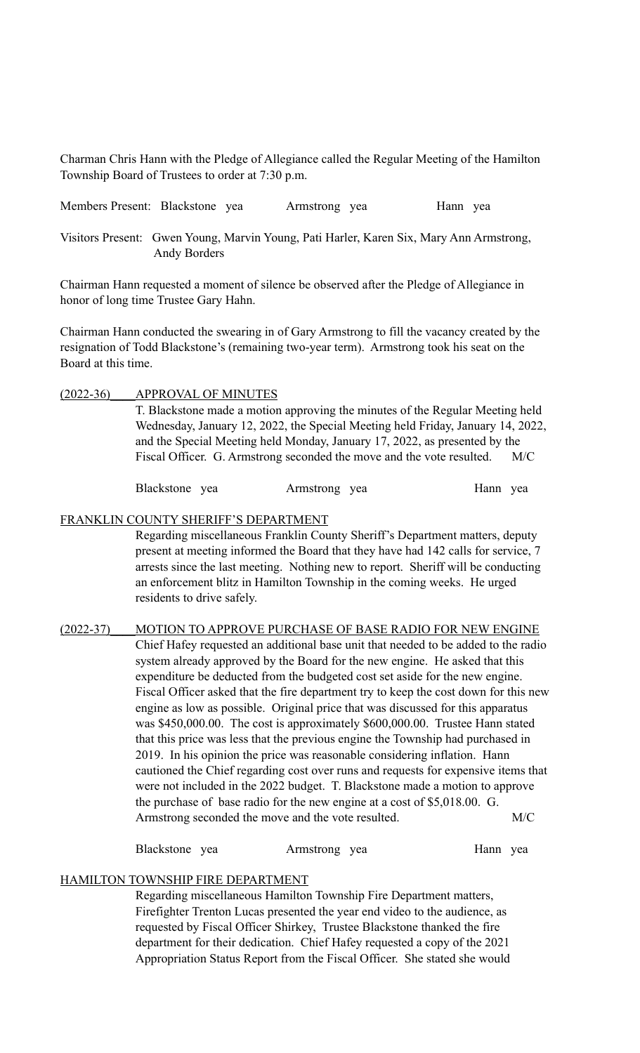Charman Chris Hann with the Pledge of Allegiance called the Regular Meeting of the Hamilton Township Board of Trustees to order at 7:30 p.m.

Members Present: Blackstone yea Armstrong yea Hann yea

Visitors Present: Gwen Young, Marvin Young, Pati Harler, Karen Six, Mary Ann Armstrong, Andy Borders

Chairman Hann requested a moment of silence be observed after the Pledge of Allegiance in honor of long time Trustee Gary Hahn.

Chairman Hann conducted the swearing in of Gary Armstrong to fill the vacancy created by the resignation of Todd Blackstone's (remaining two-year term). Armstrong took his seat on the Board at this time.

(2022-36) APPROVAL OF MINUTES

T. Blackstone made a motion approving the minutes of the Regular Meeting held Wednesday, January 12, 2022, the Special Meeting held Friday, January 14, 2022, and the Special Meeting held Monday, January 17, 2022, as presented by the Fiscal Officer. G. Armstrong seconded the move and the vote resulted. M/C

Blackstone yea Armstrong yea Hann yea

FRANKLIN COUNTY SHERIFF'S DEPARTMENT

Regarding miscellaneous Franklin County Sheriff's Department matters, deputy present at meeting informed the Board that they have had 142 calls for service, 7 arrests since the last meeting. Nothing new to report. Sheriff will be conducting an enforcement blitz in Hamilton Township in the coming weeks. He urged residents to drive safely.

(2022-37) MOTION TO APPROVE PURCHASE OF BASE RADIO FOR NEW ENGINE

Chief Hafey requested an additional base unit that needed to be added to the radio system already approved by the Board for the new engine. He asked that this expenditure be deducted from the budgeted cost set aside for the new engine. Fiscal Officer asked that the fire department try to keep the cost down for this new engine as low as possible. Original price that was discussed for this apparatus was $450,000.00. The cost is approximately $600,000.00. Trustee Hann stated that this price was less that the previous engine the Township had purchased in 2019. In his opinion the price was reasonable considering inflation. Hann cautioned the Chief regarding cost over runs and requests for expensive items that were not included in the 2022 budget. T. Blackstone made a motion to approve the purchase of base radio for the new engine at a cost of $5,018.00. G. Armstrong seconded the move and the vote resulted. M/C

Blackstone yea Armstrong yea Hann yea

HAMILTON TOWNSHIP FIRE DEPARTMENT

Regarding miscellaneous Hamilton Township Fire Department matters, Firefighter Trenton Lucas presented the year end video to the audience, as requested by Fiscal Officer Shirkey, Trustee Blackstone thanked the fire department for their dedication. Chief Hafey requested a copy of the 2021 Appropriation Status Report from the Fiscal Officer. She stated she would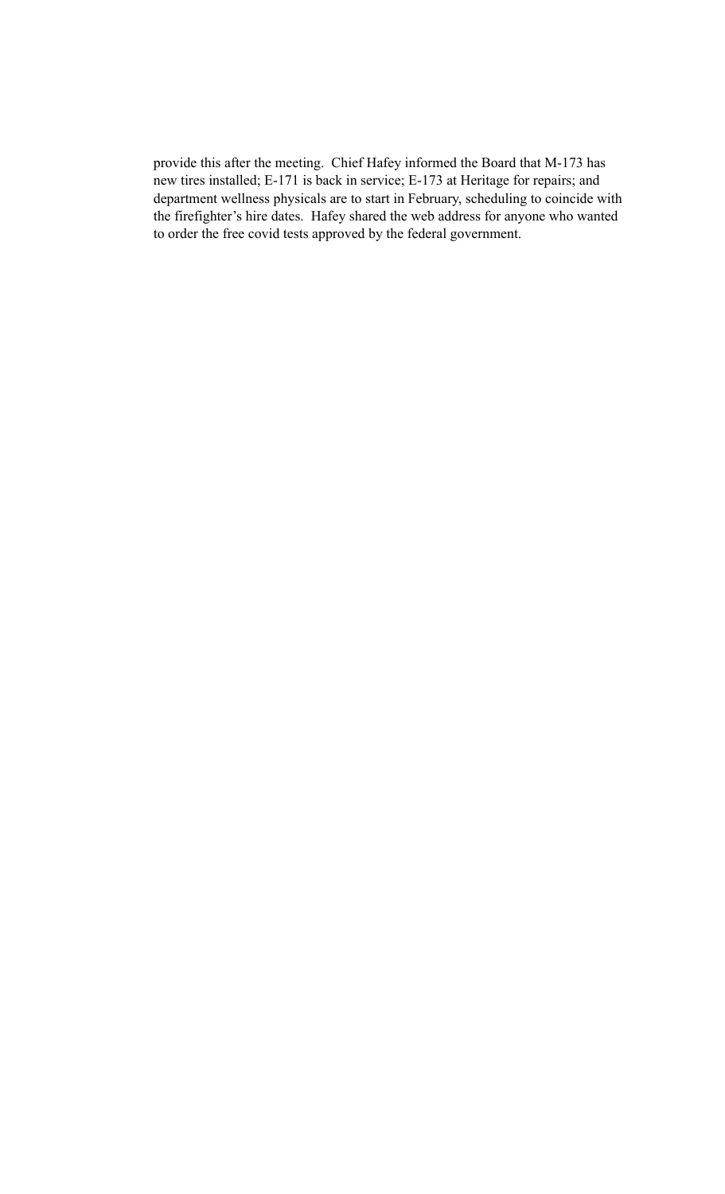provide this after the meeting. Chief Hafey informed the Board that M-173 has new tires installed; E-171 is back in service; E-173 at Heritage for repairs; and department wellness physicals are to start in February, scheduling to coincide with the firefighter's hire dates. Hafey shared the web address for anyone who wanted to order the free covid tests approved by the federal government.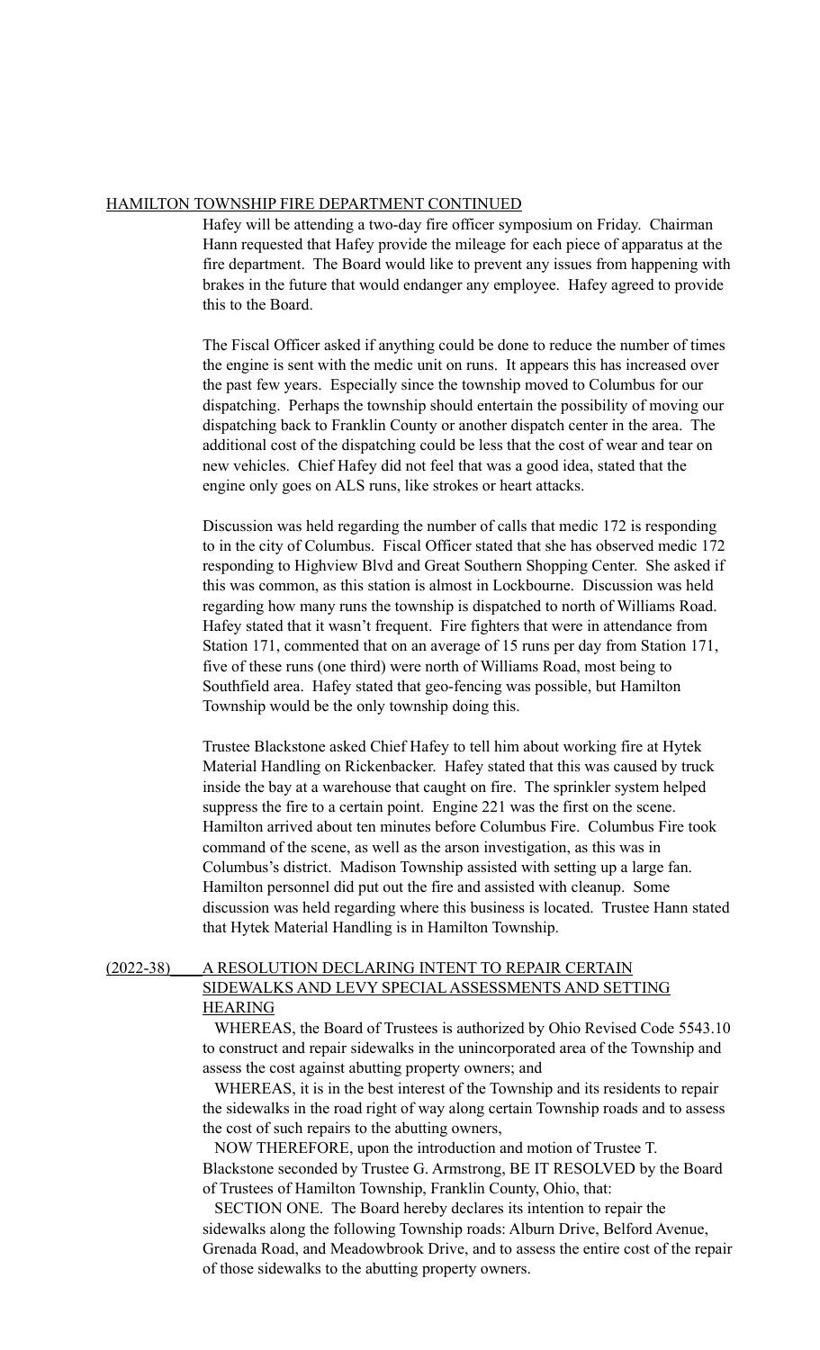HAMILTON TOWNSHIP FIRE DEPARTMENT CONTINUED

Hafey will be attending a two-day fire officer symposium on Friday. Chairman Hann requested that Hafey provide the mileage for each piece of apparatus at the fire department. The Board would like to prevent any issues from happening with brakes in the future that would endanger any employee. Hafey agreed to provide this to the Board.

The Fiscal Officer asked if anything could be done to reduce the number of times the engine is sent with the medic unit on runs. It appears this has increased over the past few years. Especially since the township moved to Columbus for our dispatching. Perhaps the township should entertain the possibility of moving our dispatching back to Franklin County or another dispatch center in the area. The additional cost of the dispatching could be less that the cost of wear and tear on new vehicles. Chief Hafey did not feel that was a good idea, stated that the engine only goes on ALS runs, like strokes or heart attacks.

Discussion was held regarding the number of calls that medic 172 is responding to in the city of Columbus. Fiscal Officer stated that she has observed medic 172 responding to Highview Blvd and Great Southern Shopping Center. She asked if this was common, as this station is almost in Lockbourne. Discussion was held regarding how many runs the township is dispatched to north of Williams Road. Hafey stated that it wasn't frequent. Fire fighters that were in attendance from Station 171, commented that on an average of 15 runs per day from Station 171, five of these runs (one third) were north of Williams Road, most being to Southfield area. Hafey stated that geo-fencing was possible, but Hamilton Township would be the only township doing this.

Trustee Blackstone asked Chief Hafey to tell him about working fire at Hytek Material Handling on Rickenbacker. Hafey stated that this was caused by truck inside the bay at a warehouse that caught on fire. The sprinkler system helped suppress the fire to a certain point. Engine 221 was the first on the scene. Hamilton arrived about ten minutes before Columbus Fire. Columbus Fire took command of the scene, as well as the arson investigation, as this was in Columbus's district. Madison Township assisted with setting up a large fan. Hamilton personnel did put out the fire and assisted with cleanup. Some discussion was held regarding where this business is located. Trustee Hann stated that Hytek Material Handling is in Hamilton Township.

(2022-38) A RESOLUTION DECLARING INTENT TO REPAIR CERTAIN SIDEWALKS AND LEVY SPECIAL ASSESSMENTS AND SETTING HEARING

WHEREAS, the Board of Trustees is authorized by Ohio Revised Code 5543.10 to construct and repair sidewalks in the unincorporated area of the Township and assess the cost against abutting property owners; and

WHEREAS, it is in the best interest of the Township and its residents to repair the sidewalks in the road right of way along certain Township roads and to assess the cost of such repairs to the abutting owners,

NOW THEREFORE, upon the introduction and motion of Trustee T. Blackstone seconded by Trustee G. Armstrong, BE IT RESOLVED by the Board of Trustees of Hamilton Township, Franklin County, Ohio, that:

SECTION ONE. The Board hereby declares its intention to repair the sidewalks along the following Township roads: Alburn Drive, Belford Avenue, Grenada Road, and Meadowbrook Drive, and to assess the entire cost of the repair of those sidewalks to the abutting property owners.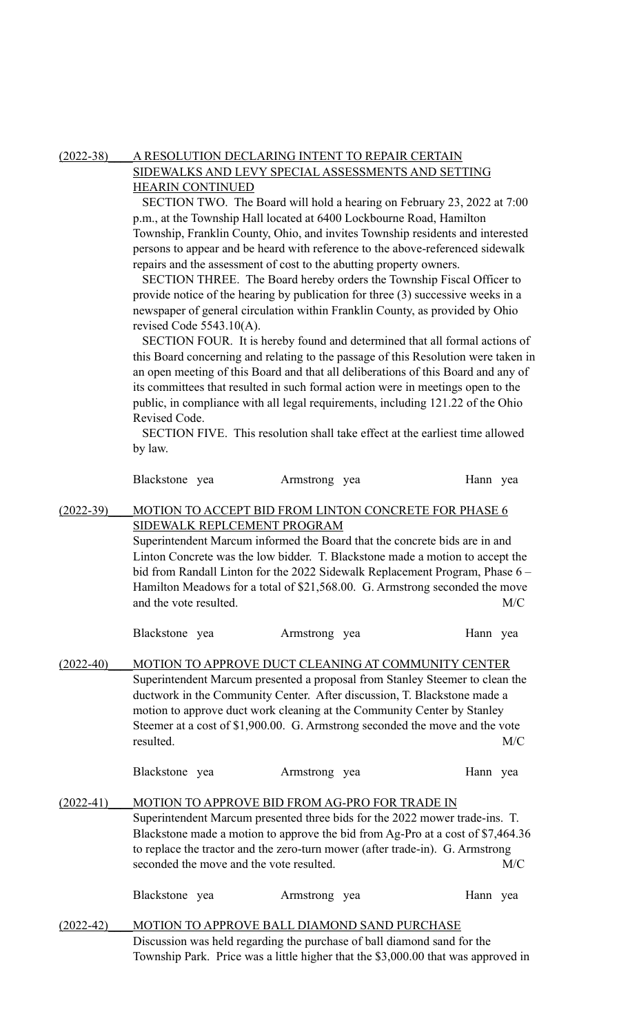(2022-38) <u>A RESOLUTION DECLARING INTENT TO REPAIR CERTAIN SIDEWALKS AND LEVY SPECIAL ASSESSMENTS AND SETTING HEARIN CONTINUED</u>

SECTION TWO. The Board will hold a hearing on February 23, 2022 at 7:00 p.m., at the Township Hall located at 6400 Lockbourne Road, Hamilton Township, Franklin County, Ohio, and invites Township residents and interested persons to appear and be heard with reference to the above-referenced sidewalk repairs and the assessment of cost to the abutting property owners.

SECTION THREE. The Board hereby orders the Township Fiscal Officer to provide notice of the hearing by publication for three (3) successive weeks in a newspaper of general circulation within Franklin County, as provided by Ohio revised Code 5543.10(A).

SECTION FOUR. It is hereby found and determined that all formal actions of this Board concerning and relating to the passage of this Resolution were taken in an open meeting of this Board and that all deliberations of this Board and any of its committees that resulted in such formal action were in meetings open to the public, in compliance with all legal requirements, including 121.22 of the Ohio Revised Code.

SECTION FIVE. This resolution shall take effect at the earliest time allowed by law.

Blackstone yea Armstrong yea Hann yea

(2022-39) <u>MOTION TO ACCEPT BID FROM LINTON CONCRETE FOR PHASE 6 SIDEWALK REPLCEMENT PROGRAM</u>

Superintendent Marcum informed the Board that the concrete bids are in and Linton Concrete was the low bidder. T. Blackstone made a motion to accept the bid from Randall Linton for the 2022 Sidewalk Replacement Program, Phase 6 – Hamilton Meadows for a total of $21,568.00. G. Armstrong seconded the move and the vote resulted. M/C

Blackstone yea Armstrong yea Hann yea

(2022-40) <u>MOTION TO APPROVE DUCT CLEANING AT COMMUNITY CENTER</u>

Superintendent Marcum presented a proposal from Stanley Steemer to clean the ductwork in the Community Center. After discussion, T. Blackstone made a motion to approve duct work cleaning at the Community Center by Stanley Steemer at a cost of $1,900.00. G. Armstrong seconded the move and the vote resulted. M/C

Blackstone yea Armstrong yea Hann yea

(2022-41) <u>MOTION TO APPROVE BID FROM AG-PRO FOR TRADE IN</u>

Superintendent Marcum presented three bids for the 2022 mower trade-ins. T. Blackstone made a motion to approve the bid from Ag-Pro at a cost of $7,464.36 to replace the tractor and the zero-turn mower (after trade-in). G. Armstrong seconded the move and the vote resulted. M/C

Blackstone yea Armstrong yea Hann yea

(2022-42) <u>MOTION TO APPROVE BALL DIAMOND SAND PURCHASE</u>

Discussion was held regarding the purchase of ball diamond sand for the Township Park. Price was a little higher that the $3,000.00 that was approved in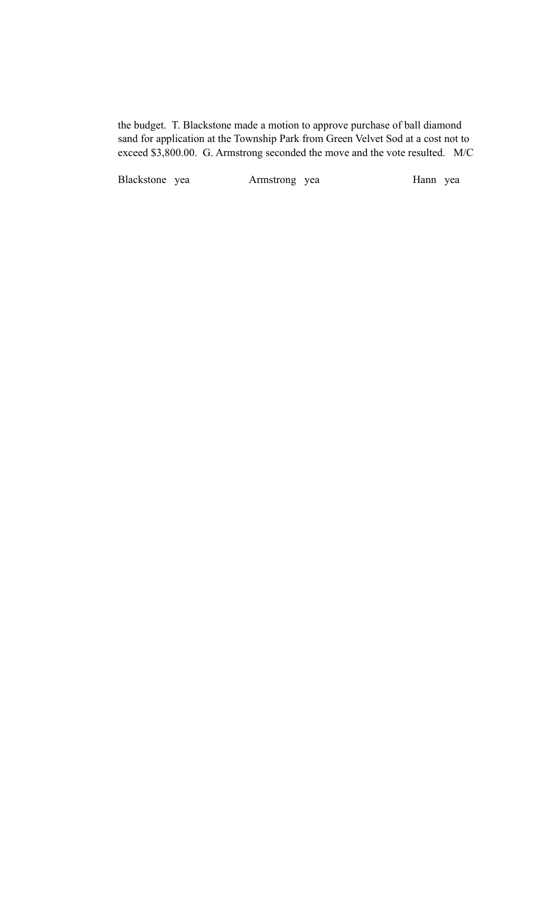the budget. T. Blackstone made a motion to approve purchase of ball diamond sand for application at the Township Park from Green Velvet Sod at a cost not to exceed $3,800.00. G. Armstrong seconded the move and the vote resulted. M/C

Blackstone yea Armstrong yea Hann yea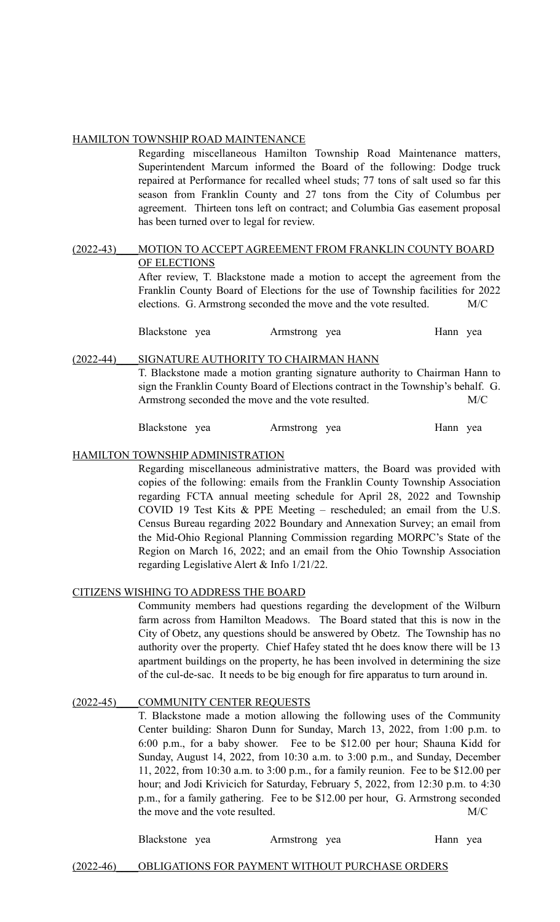HAMILTON TOWNSHIP ROAD MAINTENANCE

Regarding miscellaneous Hamilton Township Road Maintenance matters, Superintendent Marcum informed the Board of the following: Dodge truck repaired at Performance for recalled wheel studs; 77 tons of salt used so far this season from Franklin County and 27 tons from the City of Columbus per agreement. Thirteen tons left on contract; and Columbia Gas easement proposal has been turned over to legal for review.

(2022-43) MOTION TO ACCEPT AGREEMENT FROM FRANKLIN COUNTY BOARD OF ELECTIONS

After review, T. Blackstone made a motion to accept the agreement from the Franklin County Board of Elections for the use of Township facilities for 2022 elections. G. Armstrong seconded the move and the vote resulted. M/C

Blackstone yea Armstrong yea Hann yea

(2022-44) SIGNATURE AUTHORITY TO CHAIRMAN HANN

T. Blackstone made a motion granting signature authority to Chairman Hann to sign the Franklin County Board of Elections contract in the Township's behalf. G. Armstrong seconded the move and the vote resulted. M/C

Blackstone yea Armstrong yea Hann yea

HAMILTON TOWNSHIP ADMINISTRATION

Regarding miscellaneous administrative matters, the Board was provided with copies of the following: emails from the Franklin County Township Association regarding FCTA annual meeting schedule for April 28, 2022 and Township COVID 19 Test Kits & PPE Meeting – rescheduled; an email from the U.S. Census Bureau regarding 2022 Boundary and Annexation Survey; an email from the Mid-Ohio Regional Planning Commission regarding MORPC's State of the Region on March 16, 2022; and an email from the Ohio Township Association regarding Legislative Alert & Info 1/21/22.

CITIZENS WISHING TO ADDRESS THE BOARD

Community members had questions regarding the development of the Wilburn farm across from Hamilton Meadows. The Board stated that this is now in the City of Obetz, any questions should be answered by Obetz. The Township has no authority over the property. Chief Hafey stated tht he does know there will be 13 apartment buildings on the property, he has been involved in determining the size of the cul-de-sac. It needs to be big enough for fire apparatus to turn around in.

(2022-45) COMMUNITY CENTER REQUESTS

T. Blackstone made a motion allowing the following uses of the Community Center building: Sharon Dunn for Sunday, March 13, 2022, from 1:00 p.m. to 6:00 p.m., for a baby shower. Fee to be $12.00 per hour; Shauna Kidd for Sunday, August 14, 2022, from 10:30 a.m. to 3:00 p.m., and Sunday, December 11, 2022, from 10:30 a.m. to 3:00 p.m., for a family reunion. Fee to be $12.00 per hour; and Jodi Krivicich for Saturday, February 5, 2022, from 12:30 p.m. to 4:30 p.m., for a family gathering. Fee to be $12.00 per hour, G. Armstrong seconded the move and the vote resulted. M/C

Blackstone yea Armstrong yea Hann yea

(2022-46) OBLIGATIONS FOR PAYMENT WITHOUT PURCHASE ORDERS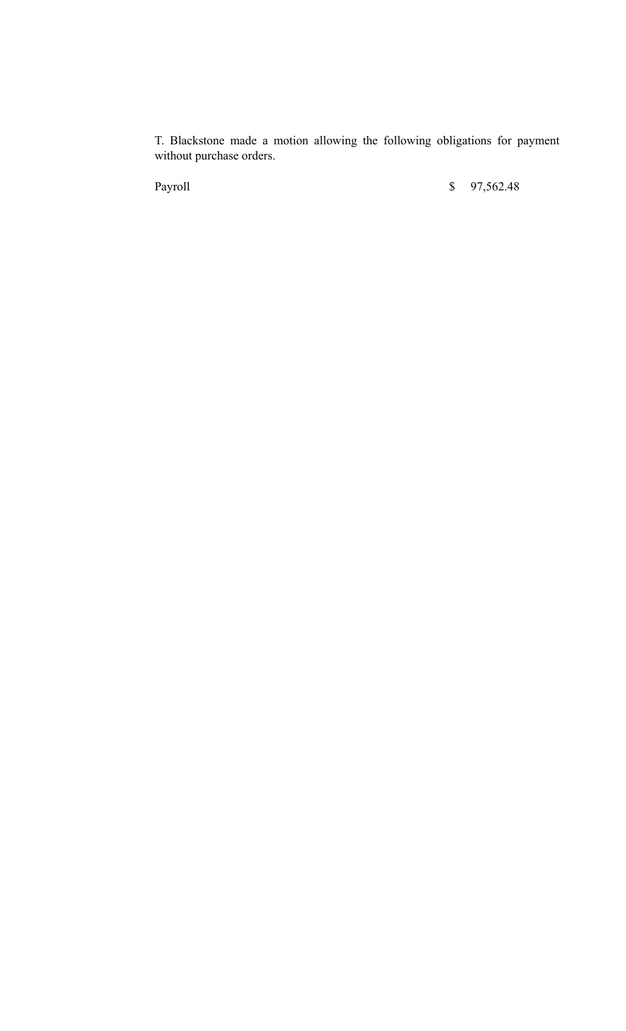T. Blackstone made a motion allowing the following obligations for payment without purchase orders.

| | |
|---|---|
| Payroll | $ 97,562.48 |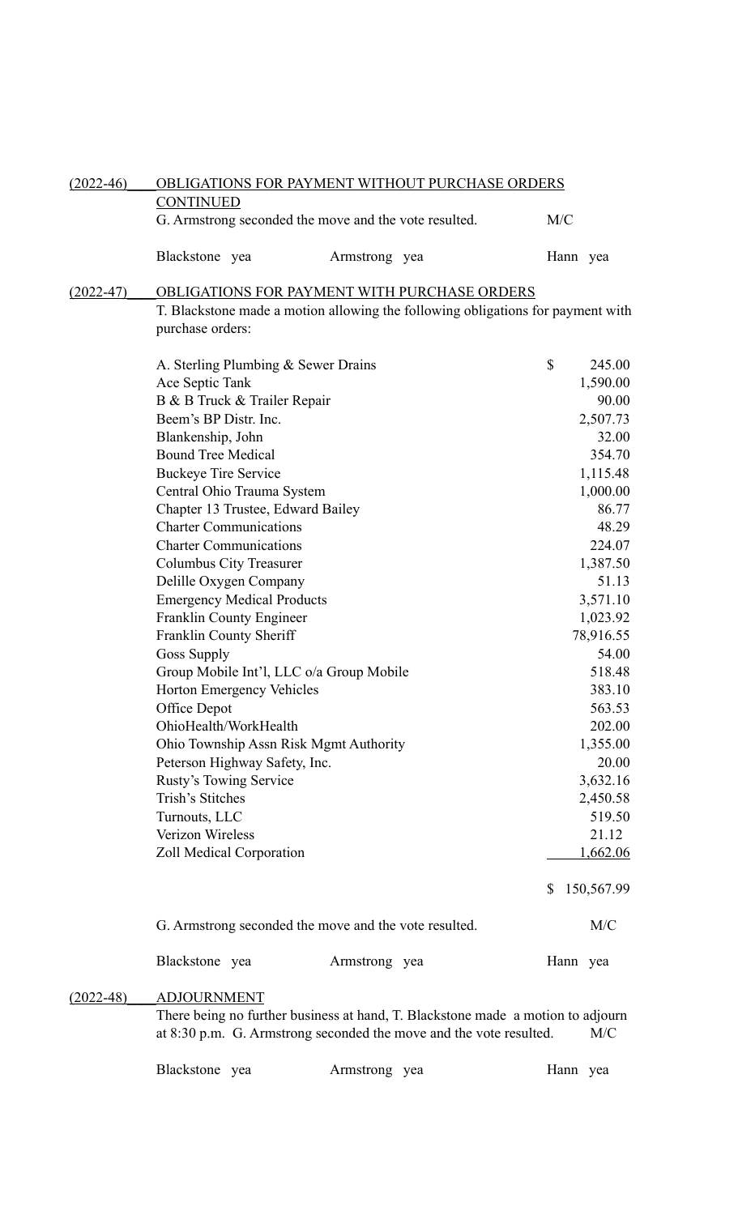(2022-46) OBLIGATIONS FOR PAYMENT WITHOUT PURCHASE ORDERS CONTINUED

G. Armstrong seconded the move and the vote resulted. M/C

Blackstone yea Armstrong yea Hann yea

(2022-47) OBLIGATIONS FOR PAYMENT WITH PURCHASE ORDERS

T. Blackstone made a motion allowing the following obligations for payment with purchase orders:

| | |
|---|---|
| A. Sterling Plumbing & Sewer Drains | $ 245.00 |
| Ace Septic Tank | 1,590.00 |
| B & B Truck & Trailer Repair | 90.00 |
| Beem's BP Distr. Inc. | 2,507.73 |
| Blankenship, John | 32.00 |
| Bound Tree Medical | 354.70 |
| Buckeye Tire Service | 1,115.48 |
| Central Ohio Trauma System | 1,000.00 |
| Chapter 13 Trustee, Edward Bailey | 86.77 |
| Charter Communications | 48.29 |
| Charter Communications | 224.07 |
| Columbus City Treasurer | 1,387.50 |
| Delille Oxygen Company | 51.13 |
| Emergency Medical Products | 3,571.10 |
| Franklin County Engineer | 1,023.92 |
| Franklin County Sheriff | 78,916.55 |
| Goss Supply | 54.00 |
| Group Mobile Int'l, LLC o/a Group Mobile | 518.48 |
| Horton Emergency Vehicles | 383.10 |
| Office Depot | 563.53 |
| OhioHealth/WorkHealth | 202.00 |
| Ohio Township Assn Risk Mgmt Authority | 1,355.00 |
| Peterson Highway Safety, Inc. | 20.00 |
| Rusty's Towing Service | 3,632.16 |
| Trish's Stitches | 2,450.58 |
| Turnouts, LLC | 519.50 |
| Verizon Wireless | 21.12 |
| Zoll Medical Corporation | 1,662.06 |
| | $ 150,567.99 |

G. Armstrong seconded the move and the vote resulted. M/C

Blackstone yea Armstrong yea Hann yea

(2022-48) ADJOURNMENT

There being no further business at hand, T. Blackstone made a motion to adjourn at 8:30 p.m. G. Armstrong seconded the move and the vote resulted. M/C

Blackstone yea Armstrong yea Hann yea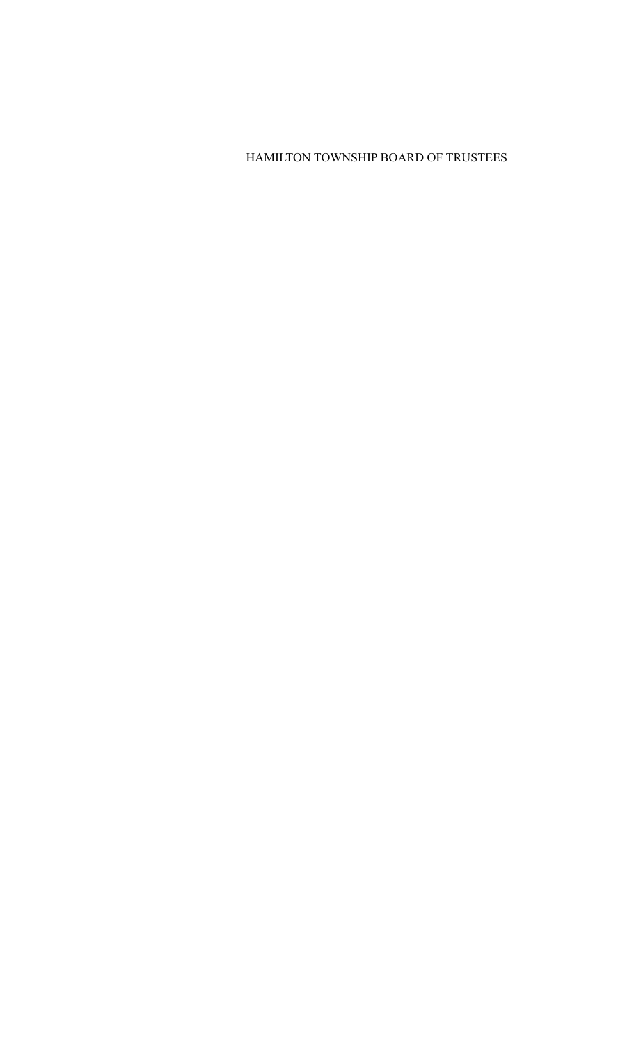HAMILTON TOWNSHIP BOARD OF TRUSTEES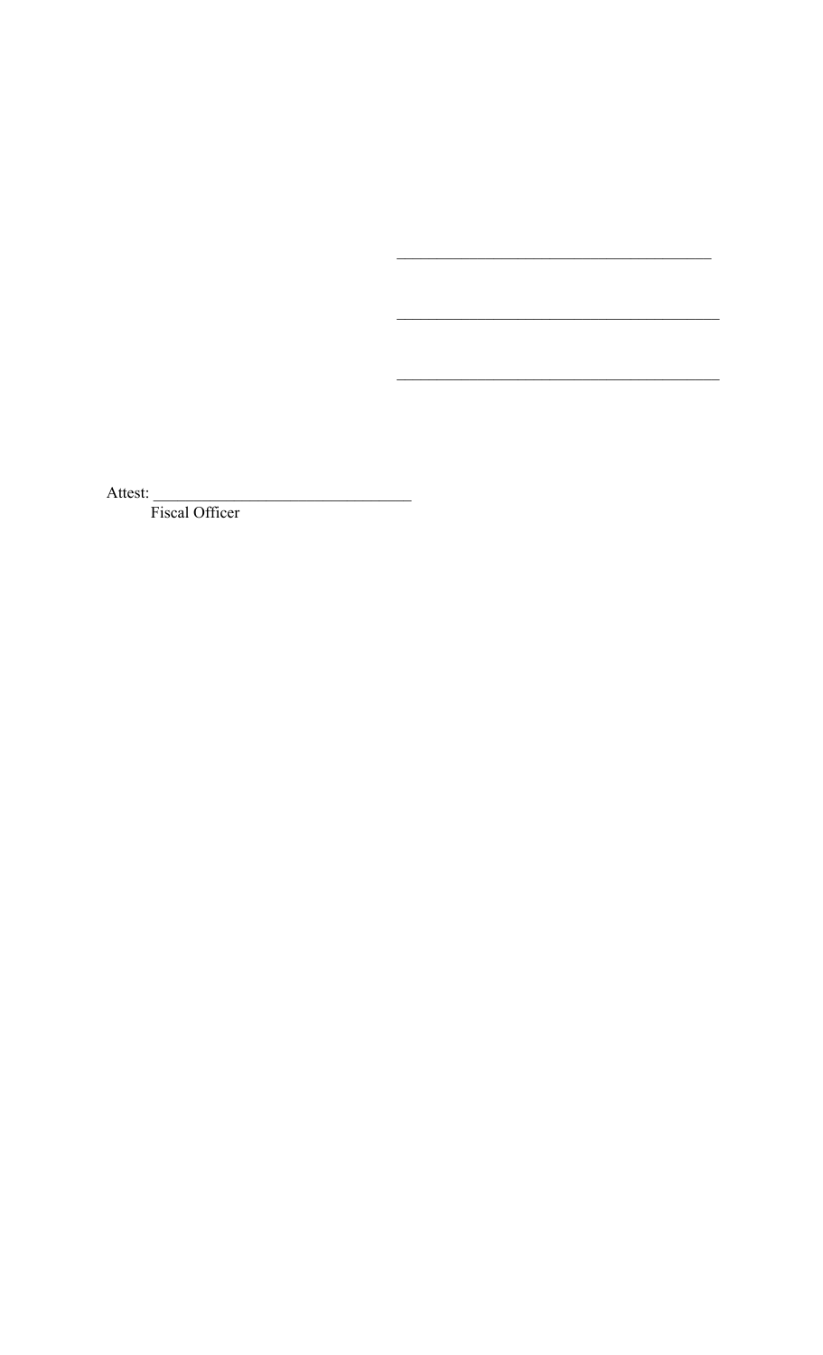\_\_\_\_\_\_\_\_\_\_\_\_\_\_\_\_\_\_\_\_\_\_\_\_\_\_\_\_\_\_\_\_\_\_\_\_\_\_

\_\_\_\_\_\_\_\_\_\_\_\_\_\_\_\_\_\_\_\_\_\_\_\_\_\_\_\_\_\_\_\_\_\_\_\_\_\_

\_\_\_\_\_\_\_\_\_\_\_\_\_\_\_\_\_\_\_\_\_\_\_\_\_\_\_\_\_\_\_\_\_\_\_\_\_\_

Attest: \_\_\_\_\_\_\_\_\_\_\_\_\_\_\_\_\_\_\_\_\_\_\_\_\_\_\_\_\_\_\_\_\_
Fiscal Officer